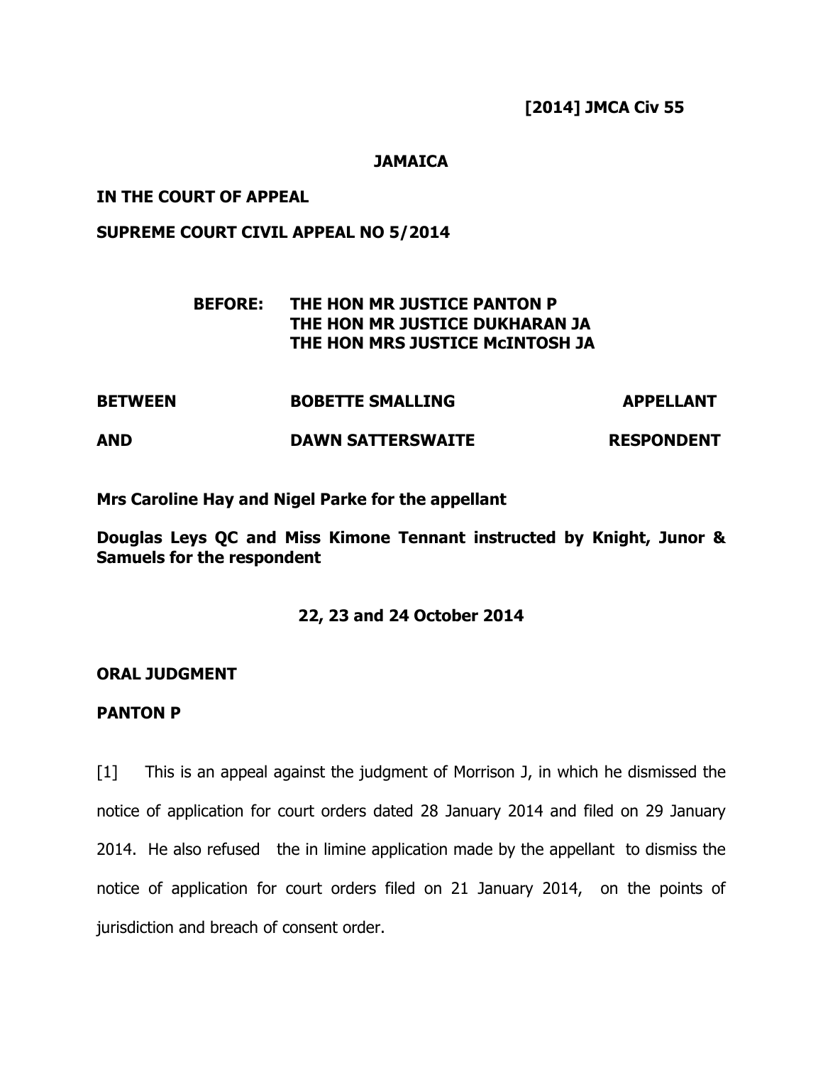**[2014] JMCA Civ 55**

**JAMAICA**

**IN THE COURT OF APPEAL**

**SUPREME COURT CIVIL APPEAL NO 5/2014**

**BEFORE: THE HON MR JUSTICE PANTON P**
**THE HON MR JUSTICE DUKHARAN JA**
**THE HON MRS JUSTICE McINTOSH JA**

| | | |
|---|---|---|
| **BETWEEN** | **BOBETTE SMALLING** | **APPELLANT** |
| **AND** | **DAWN SATTERSWAITE** | **RESPONDENT** |

**Mrs Caroline Hay and Nigel Parke for the appellant**

**Douglas Leys QC and Miss Kimone Tennant instructed by Knight, Junor & Samuels for the respondent**

**22, 23 and 24 October 2014**

**ORAL JUDGMENT**

**PANTON P**

[1] This is an appeal against the judgment of Morrison J, in which he dismissed the notice of application for court orders dated 28 January 2014 and filed on 29 January 2014. He also refused the in limine application made by the appellant to dismiss the notice of application for court orders filed on 21 January 2014, on the points of jurisdiction and breach of consent order.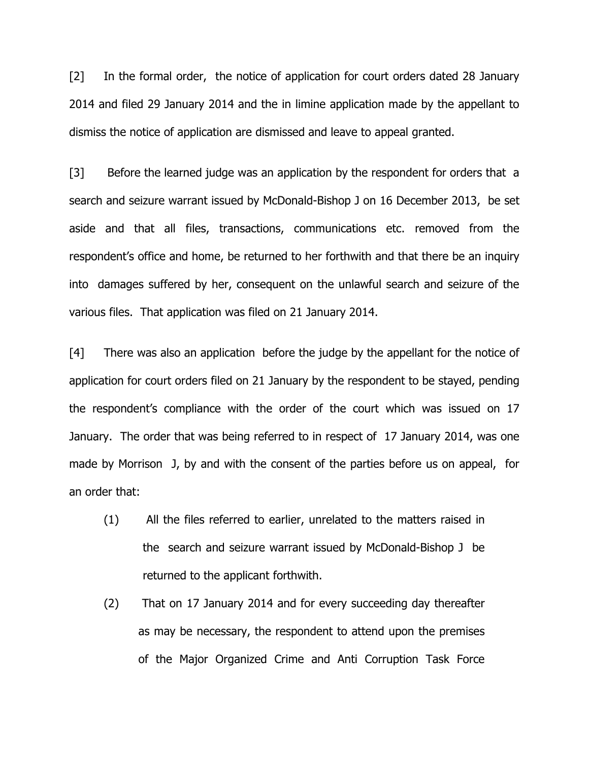[2] In the formal order, the notice of application for court orders dated 28 January 2014 and filed 29 January 2014 and the in limine application made by the appellant to dismiss the notice of application are dismissed and leave to appeal granted.

[3] Before the learned judge was an application by the respondent for orders that a search and seizure warrant issued by McDonald-Bishop J on 16 December 2013, be set aside and that all files, transactions, communications etc. removed from the respondent's office and home, be returned to her forthwith and that there be an inquiry into damages suffered by her, consequent on the unlawful search and seizure of the various files. That application was filed on 21 January 2014.

[4] There was also an application before the judge by the appellant for the notice of application for court orders filed on 21 January by the respondent to be stayed, pending the respondent's compliance with the order of the court which was issued on 17 January. The order that was being referred to in respect of 17 January 2014, was one made by Morrison J, by and with the consent of the parties before us on appeal, for an order that:

(1) All the files referred to earlier, unrelated to the matters raised in the search and seizure warrant issued by McDonald-Bishop J be returned to the applicant forthwith.

(2) That on 17 January 2014 and for every succeeding day thereafter as may be necessary, the respondent to attend upon the premises of the Major Organized Crime and Anti Corruption Task Force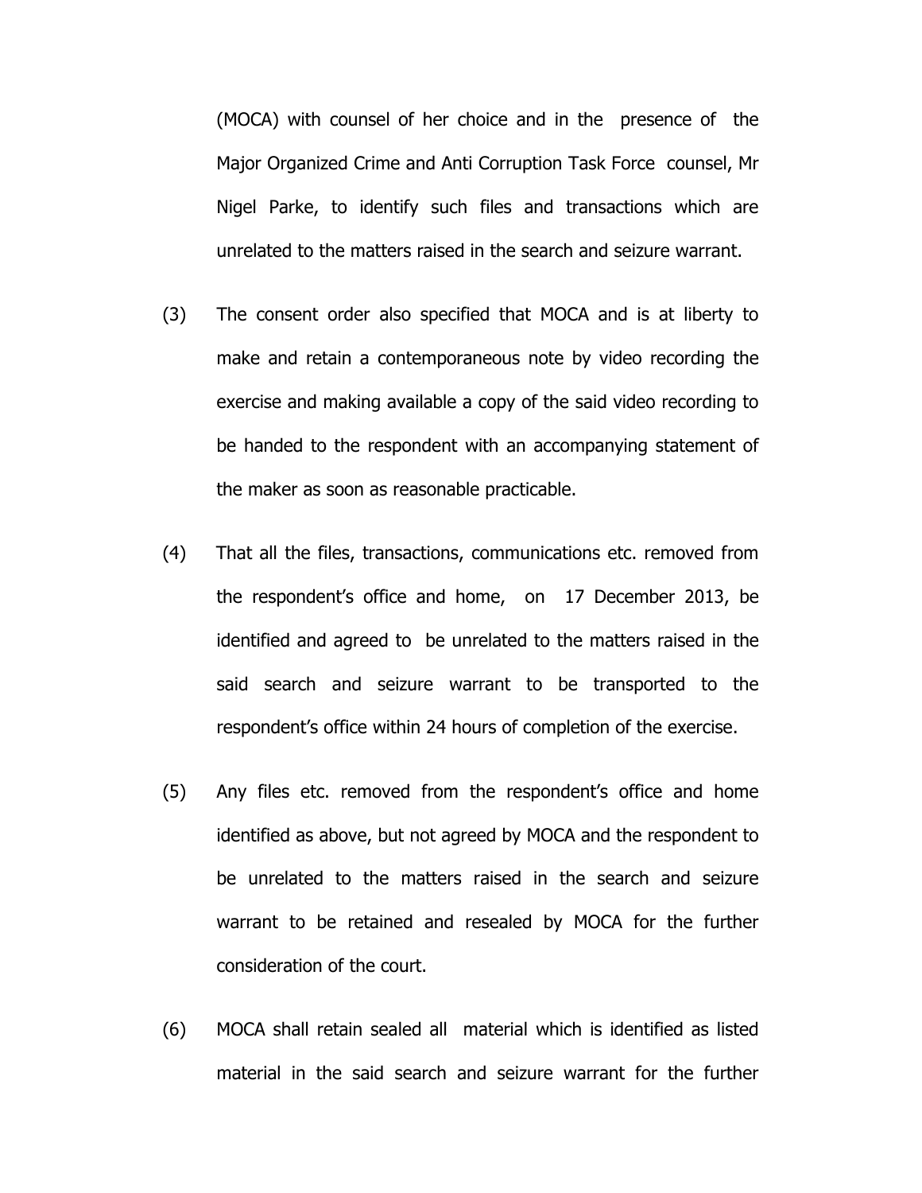(MOCA) with counsel of her choice and in the presence of the Major Organized Crime and Anti Corruption Task Force counsel, Mr Nigel Parke, to identify such files and transactions which are unrelated to the matters raised in the search and seizure warrant.

(3) The consent order also specified that MOCA and is at liberty to make and retain a contemporaneous note by video recording the exercise and making available a copy of the said video recording to be handed to the respondent with an accompanying statement of the maker as soon as reasonable practicable.

(4) That all the files, transactions, communications etc. removed from the respondent's office and home, on 17 December 2013, be identified and agreed to be unrelated to the matters raised in the said search and seizure warrant to be transported to the respondent's office within 24 hours of completion of the exercise.

(5) Any files etc. removed from the respondent's office and home identified as above, but not agreed by MOCA and the respondent to be unrelated to the matters raised in the search and seizure warrant to be retained and resealed by MOCA for the further consideration of the court.

(6) MOCA shall retain sealed all material which is identified as listed material in the said search and seizure warrant for the further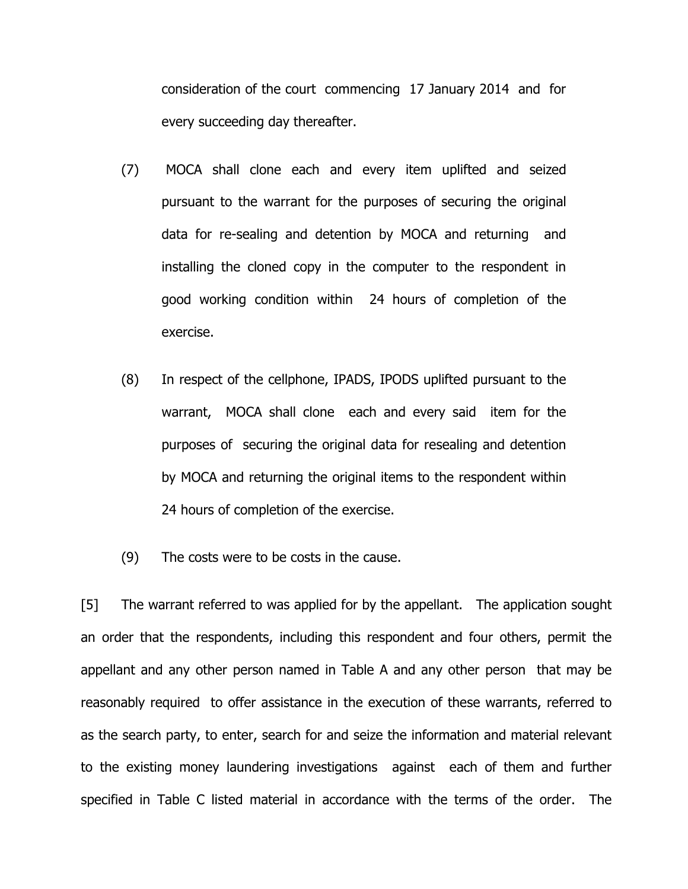consideration of the court commencing 17 January 2014 and for every succeeding day thereafter.

(7) MOCA shall clone each and every item uplifted and seized pursuant to the warrant for the purposes of securing the original data for re-sealing and detention by MOCA and returning and installing the cloned copy in the computer to the respondent in good working condition within 24 hours of completion of the exercise.

(8) In respect of the cellphone, IPADS, IPODS uplifted pursuant to the warrant, MOCA shall clone each and every said item for the purposes of securing the original data for resealing and detention by MOCA and returning the original items to the respondent within 24 hours of completion of the exercise.

(9) The costs were to be costs in the cause.

[5] The warrant referred to was applied for by the appellant. The application sought an order that the respondents, including this respondent and four others, permit the appellant and any other person named in Table A and any other person that may be reasonably required to offer assistance in the execution of these warrants, referred to as the search party, to enter, search for and seize the information and material relevant to the existing money laundering investigations against each of them and further specified in Table C listed material in accordance with the terms of the order. The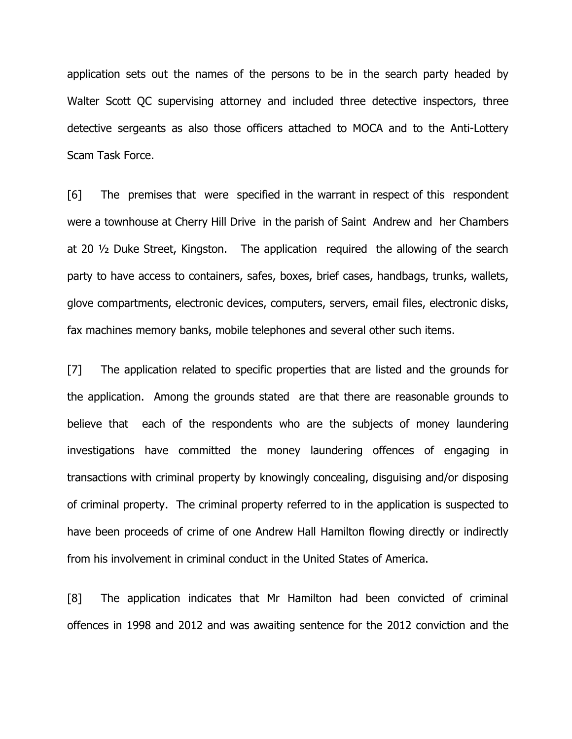application sets out the names of the persons to be in the search party headed by Walter Scott QC supervising attorney and included three detective inspectors, three detective sergeants as also those officers attached to MOCA and to the Anti-Lottery Scam Task Force.

[6] The premises that were specified in the warrant in respect of this respondent were a townhouse at Cherry Hill Drive in the parish of Saint Andrew and her Chambers at 20 ½ Duke Street, Kingston. The application required the allowing of the search party to have access to containers, safes, boxes, brief cases, handbags, trunks, wallets, glove compartments, electronic devices, computers, servers, email files, electronic disks, fax machines memory banks, mobile telephones and several other such items.

[7] The application related to specific properties that are listed and the grounds for the application. Among the grounds stated are that there are reasonable grounds to believe that each of the respondents who are the subjects of money laundering investigations have committed the money laundering offences of engaging in transactions with criminal property by knowingly concealing, disguising and/or disposing of criminal property. The criminal property referred to in the application is suspected to have been proceeds of crime of one Andrew Hall Hamilton flowing directly or indirectly from his involvement in criminal conduct in the United States of America.

[8] The application indicates that Mr Hamilton had been convicted of criminal offences in 1998 and 2012 and was awaiting sentence for the 2012 conviction and the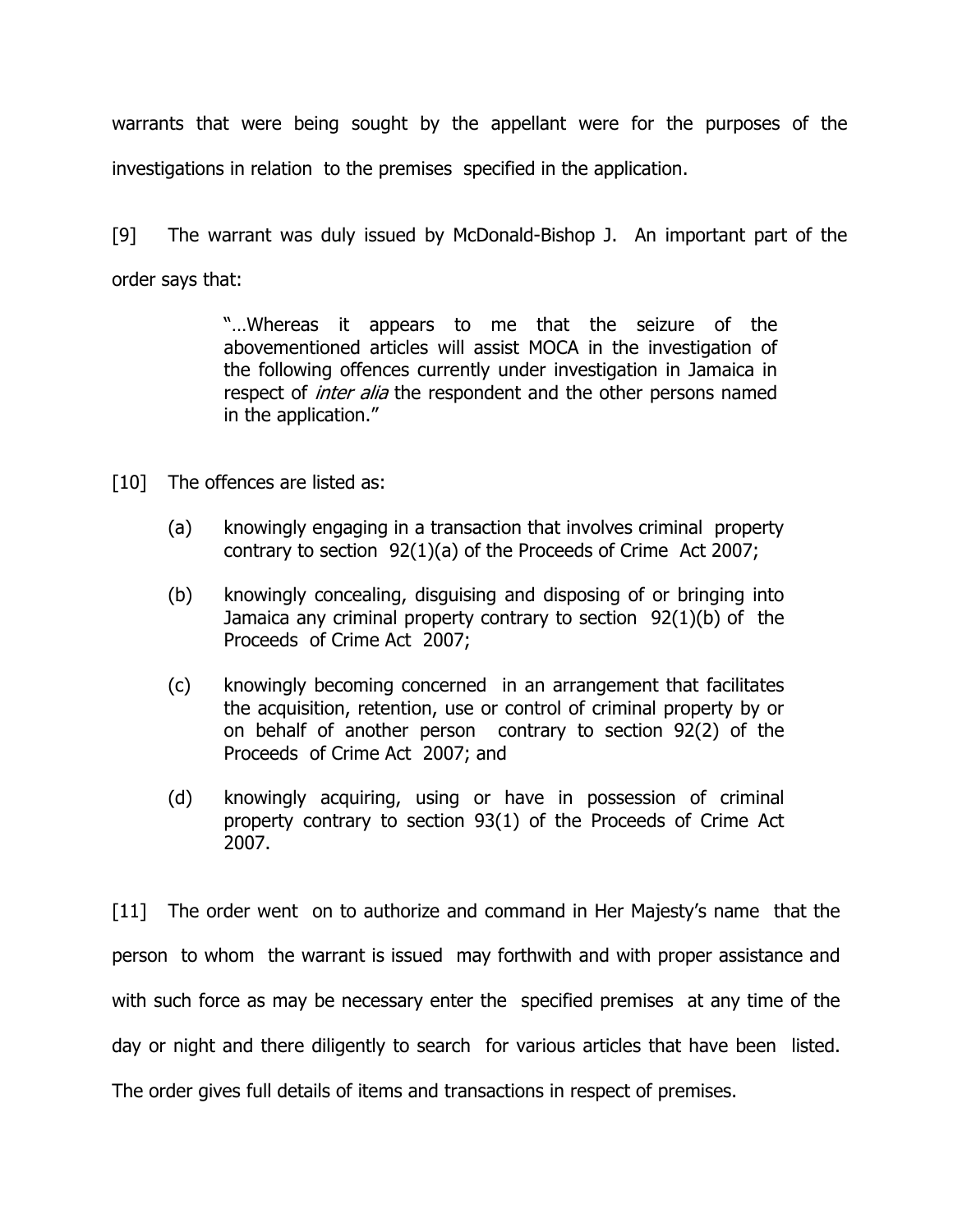warrants that were being sought by the appellant were for the purposes of the investigations in relation to the premises specified in the application.

[9] The warrant was duly issued by McDonald-Bishop J. An important part of the order says that:

> "…Whereas it appears to me that the seizure of the abovementioned articles will assist MOCA in the investigation of the following offences currently under investigation in Jamaica in respect of *inter alia* the respondent and the other persons named in the application."

[10] The offences are listed as:

> (a) knowingly engaging in a transaction that involves criminal property contrary to section 92(1)(a) of the Proceeds of Crime Act 2007;
>
> (b) knowingly concealing, disguising and disposing of or bringing into Jamaica any criminal property contrary to section 92(1)(b) of the Proceeds of Crime Act 2007;
>
> (c) knowingly becoming concerned in an arrangement that facilitates the acquisition, retention, use or control of criminal property by or on behalf of another person contrary to section 92(2) of the Proceeds of Crime Act 2007; and
>
> (d) knowingly acquiring, using or have in possession of criminal property contrary to section 93(1) of the Proceeds of Crime Act 2007.

[11] The order went on to authorize and command in Her Majesty's name that the person to whom the warrant is issued may forthwith and with proper assistance and with such force as may be necessary enter the specified premises at any time of the day or night and there diligently to search for various articles that have been listed. The order gives full details of items and transactions in respect of premises.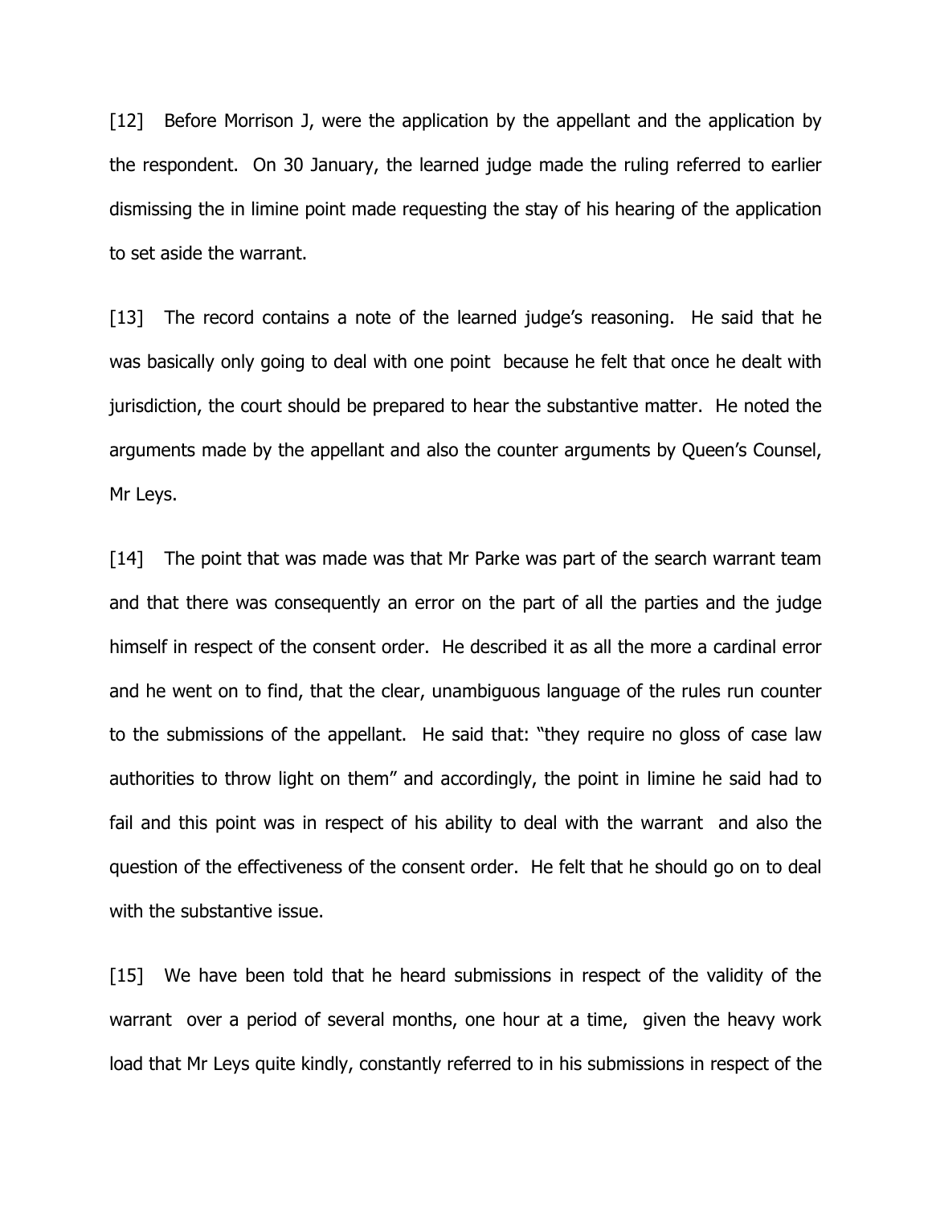[12] Before Morrison J, were the application by the appellant and the application by the respondent. On 30 January, the learned judge made the ruling referred to earlier dismissing the in limine point made requesting the stay of his hearing of the application to set aside the warrant.

[13] The record contains a note of the learned judge's reasoning. He said that he was basically only going to deal with one point because he felt that once he dealt with jurisdiction, the court should be prepared to hear the substantive matter. He noted the arguments made by the appellant and also the counter arguments by Queen's Counsel, Mr Leys.

[14] The point that was made was that Mr Parke was part of the search warrant team and that there was consequently an error on the part of all the parties and the judge himself in respect of the consent order. He described it as all the more a cardinal error and he went on to find, that the clear, unambiguous language of the rules run counter to the submissions of the appellant. He said that: "they require no gloss of case law authorities to throw light on them" and accordingly, the point in limine he said had to fail and this point was in respect of his ability to deal with the warrant and also the question of the effectiveness of the consent order. He felt that he should go on to deal with the substantive issue.

[15] We have been told that he heard submissions in respect of the validity of the warrant over a period of several months, one hour at a time, given the heavy work load that Mr Leys quite kindly, constantly referred to in his submissions in respect of the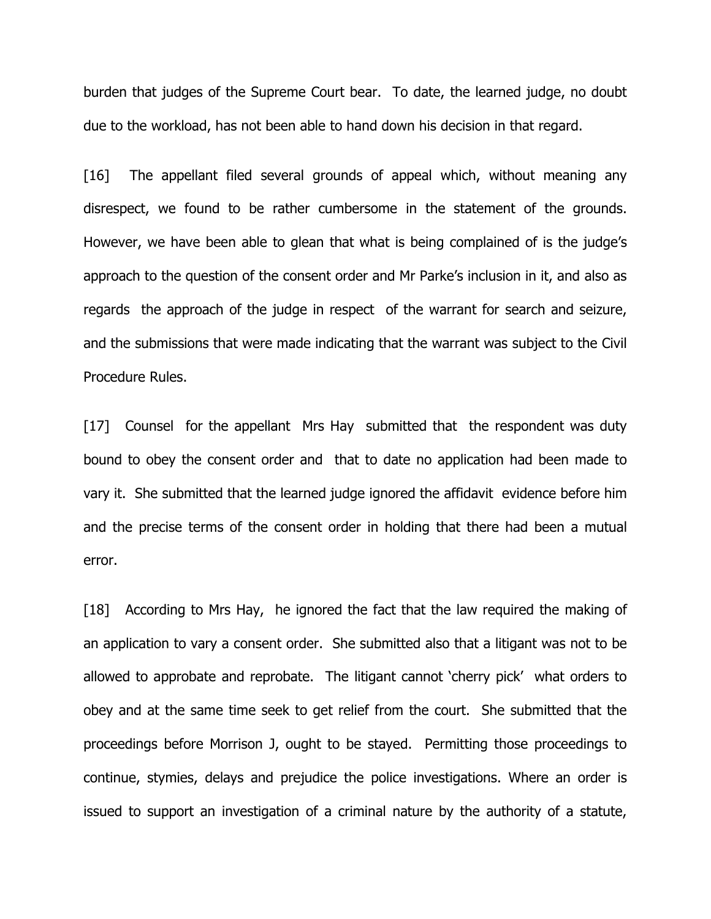burden that judges of the Supreme Court bear. To date, the learned judge, no doubt due to the workload, has not been able to hand down his decision in that regard.

[16] The appellant filed several grounds of appeal which, without meaning any disrespect, we found to be rather cumbersome in the statement of the grounds. However, we have been able to glean that what is being complained of is the judge's approach to the question of the consent order and Mr Parke's inclusion in it, and also as regards the approach of the judge in respect of the warrant for search and seizure, and the submissions that were made indicating that the warrant was subject to the Civil Procedure Rules.

[17] Counsel for the appellant Mrs Hay submitted that the respondent was duty bound to obey the consent order and that to date no application had been made to vary it. She submitted that the learned judge ignored the affidavit evidence before him and the precise terms of the consent order in holding that there had been a mutual error.

[18] According to Mrs Hay, he ignored the fact that the law required the making of an application to vary a consent order. She submitted also that a litigant was not to be allowed to approbate and reprobate. The litigant cannot 'cherry pick' what orders to obey and at the same time seek to get relief from the court. She submitted that the proceedings before Morrison J, ought to be stayed. Permitting those proceedings to continue, stymies, delays and prejudice the police investigations. Where an order is issued to support an investigation of a criminal nature by the authority of a statute,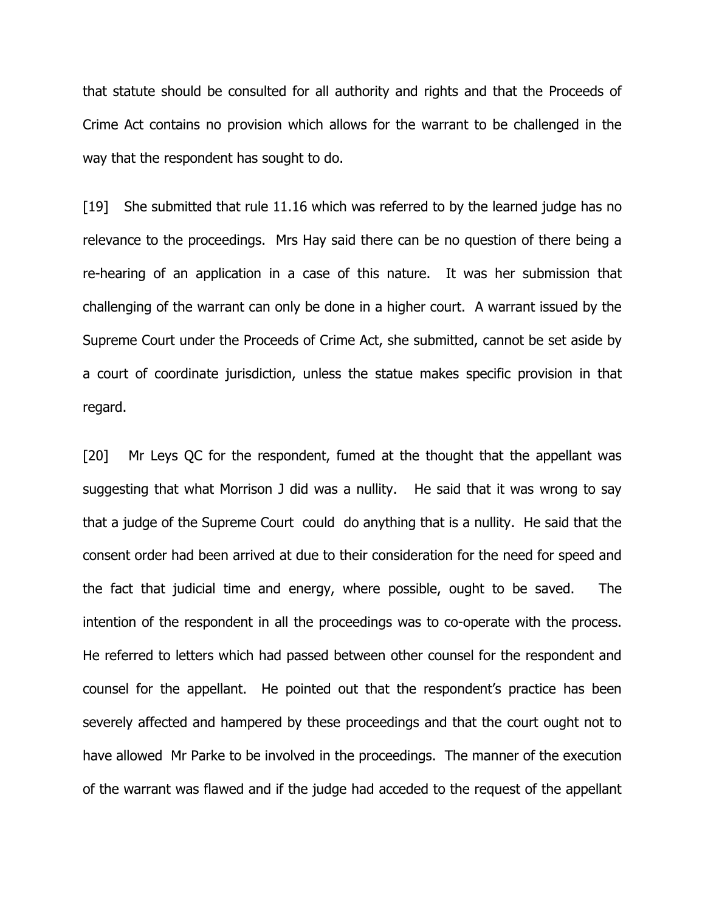that statute should be consulted for all authority and rights and that the Proceeds of Crime Act contains no provision which allows for the warrant to be challenged in the way that the respondent has sought to do.

[19] She submitted that rule 11.16 which was referred to by the learned judge has no relevance to the proceedings. Mrs Hay said there can be no question of there being a re-hearing of an application in a case of this nature. It was her submission that challenging of the warrant can only be done in a higher court. A warrant issued by the Supreme Court under the Proceeds of Crime Act, she submitted, cannot be set aside by a court of coordinate jurisdiction, unless the statue makes specific provision in that regard.

[20] Mr Leys QC for the respondent, fumed at the thought that the appellant was suggesting that what Morrison J did was a nullity. He said that it was wrong to say that a judge of the Supreme Court could do anything that is a nullity. He said that the consent order had been arrived at due to their consideration for the need for speed and the fact that judicial time and energy, where possible, ought to be saved. The intention of the respondent in all the proceedings was to co-operate with the process. He referred to letters which had passed between other counsel for the respondent and counsel for the appellant. He pointed out that the respondent's practice has been severely affected and hampered by these proceedings and that the court ought not to have allowed Mr Parke to be involved in the proceedings. The manner of the execution of the warrant was flawed and if the judge had acceded to the request of the appellant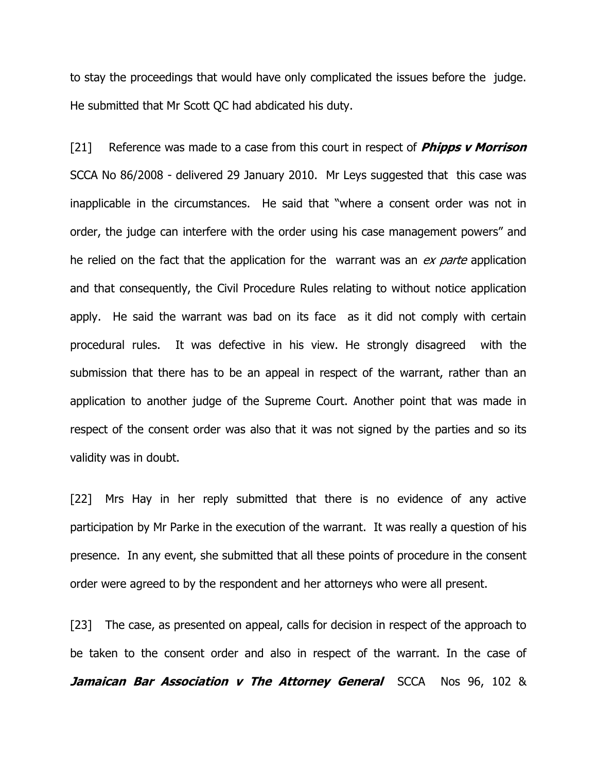to stay the proceedings that would have only complicated the issues before the judge. He submitted that Mr Scott QC had abdicated his duty.

[21] Reference was made to a case from this court in respect of ***Phipps v Morrison*** SCCA No 86/2008 - delivered 29 January 2010. Mr Leys suggested that this case was inapplicable in the circumstances. He said that "where a consent order was not in order, the judge can interfere with the order using his case management powers" and he relied on the fact that the application for the warrant was an *ex parte* application and that consequently, the Civil Procedure Rules relating to without notice application apply. He said the warrant was bad on its face as it did not comply with certain procedural rules. It was defective in his view. He strongly disagreed with the submission that there has to be an appeal in respect of the warrant, rather than an application to another judge of the Supreme Court. Another point that was made in respect of the consent order was also that it was not signed by the parties and so its validity was in doubt.

[22] Mrs Hay in her reply submitted that there is no evidence of any active participation by Mr Parke in the execution of the warrant. It was really a question of his presence. In any event, she submitted that all these points of procedure in the consent order were agreed to by the respondent and her attorneys who were all present.

[23] The case, as presented on appeal, calls for decision in respect of the approach to be taken to the consent order and also in respect of the warrant. In the case of ***Jamaican Bar Association v The Attorney General*** SCCA Nos 96, 102 &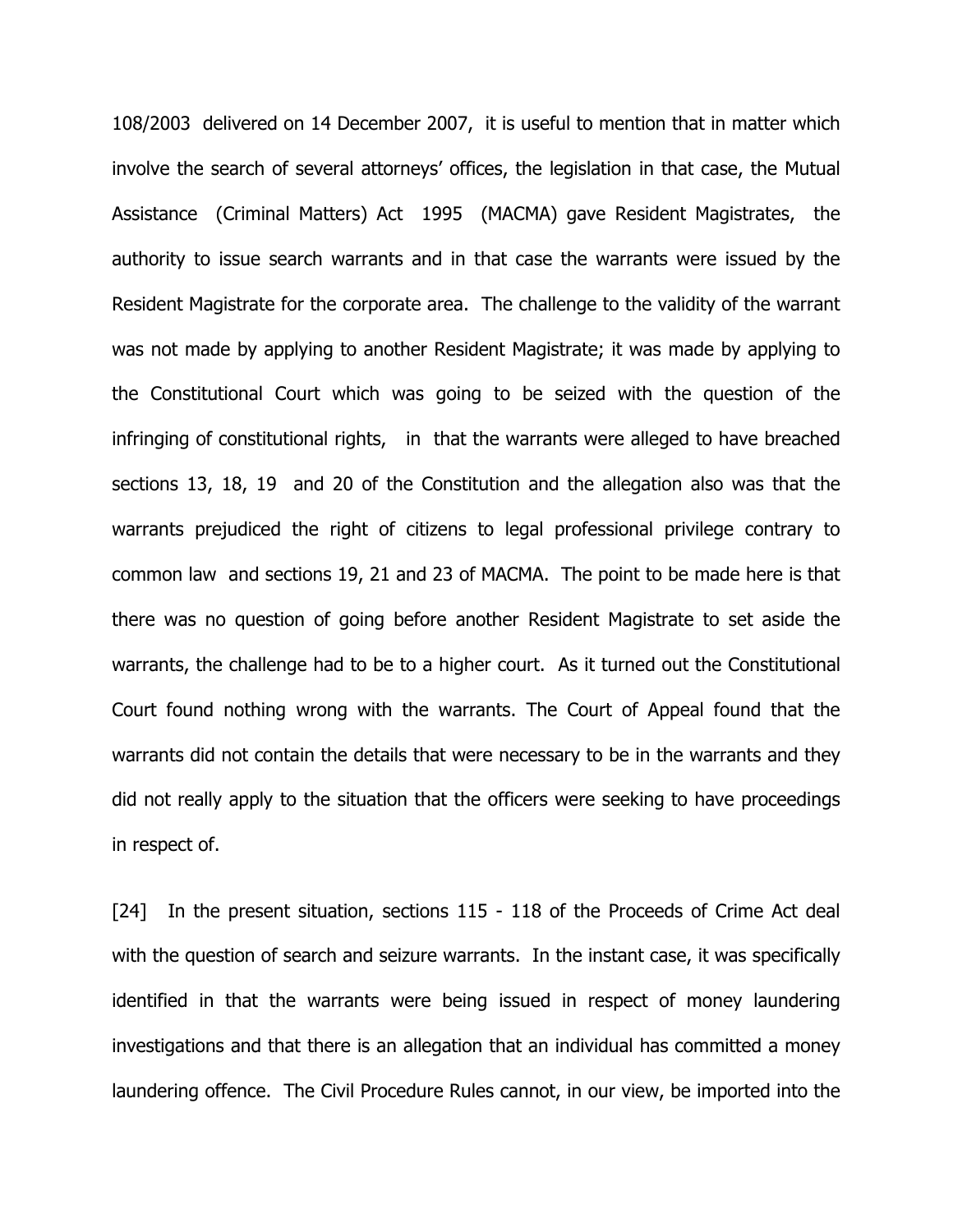108/2003 delivered on 14 December 2007, it is useful to mention that in matter which involve the search of several attorneys' offices, the legislation in that case, the Mutual Assistance (Criminal Matters) Act 1995 (MACMA) gave Resident Magistrates, the authority to issue search warrants and in that case the warrants were issued by the Resident Magistrate for the corporate area. The challenge to the validity of the warrant was not made by applying to another Resident Magistrate; it was made by applying to the Constitutional Court which was going to be seized with the question of the infringing of constitutional rights, in that the warrants were alleged to have breached sections 13, 18, 19 and 20 of the Constitution and the allegation also was that the warrants prejudiced the right of citizens to legal professional privilege contrary to common law and sections 19, 21 and 23 of MACMA. The point to be made here is that there was no question of going before another Resident Magistrate to set aside the warrants, the challenge had to be to a higher court. As it turned out the Constitutional Court found nothing wrong with the warrants. The Court of Appeal found that the warrants did not contain the details that were necessary to be in the warrants and they did not really apply to the situation that the officers were seeking to have proceedings in respect of.

[24] In the present situation, sections 115 - 118 of the Proceeds of Crime Act deal with the question of search and seizure warrants. In the instant case, it was specifically identified in that the warrants were being issued in respect of money laundering investigations and that there is an allegation that an individual has committed a money laundering offence. The Civil Procedure Rules cannot, in our view, be imported into the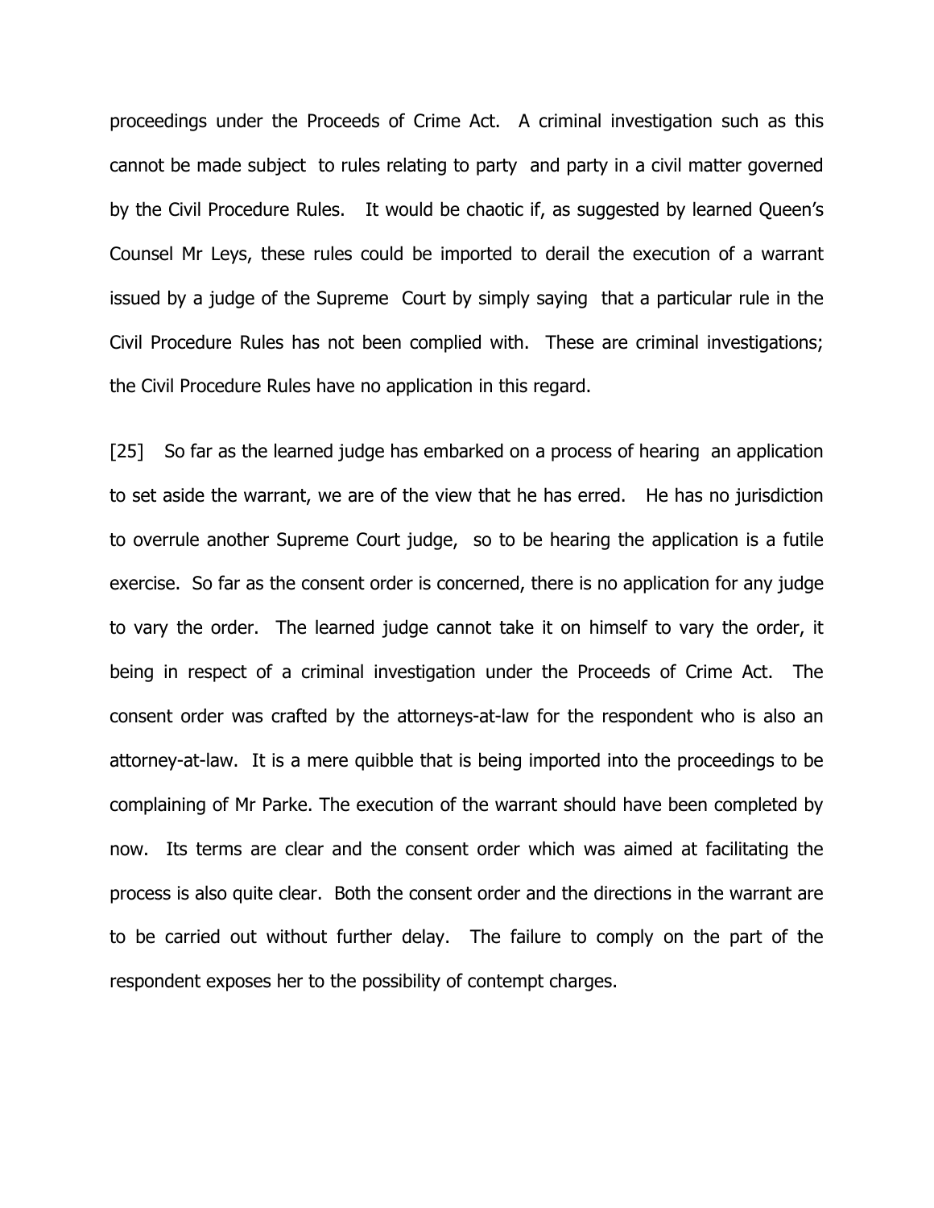proceedings under the Proceeds of Crime Act. A criminal investigation such as this cannot be made subject to rules relating to party and party in a civil matter governed by the Civil Procedure Rules. It would be chaotic if, as suggested by learned Queen's Counsel Mr Leys, these rules could be imported to derail the execution of a warrant issued by a judge of the Supreme Court by simply saying that a particular rule in the Civil Procedure Rules has not been complied with. These are criminal investigations; the Civil Procedure Rules have no application in this regard.

[25] So far as the learned judge has embarked on a process of hearing an application to set aside the warrant, we are of the view that he has erred. He has no jurisdiction to overrule another Supreme Court judge, so to be hearing the application is a futile exercise. So far as the consent order is concerned, there is no application for any judge to vary the order. The learned judge cannot take it on himself to vary the order, it being in respect of a criminal investigation under the Proceeds of Crime Act. The consent order was crafted by the attorneys-at-law for the respondent who is also an attorney-at-law. It is a mere quibble that is being imported into the proceedings to be complaining of Mr Parke. The execution of the warrant should have been completed by now. Its terms are clear and the consent order which was aimed at facilitating the process is also quite clear. Both the consent order and the directions in the warrant are to be carried out without further delay. The failure to comply on the part of the respondent exposes her to the possibility of contempt charges.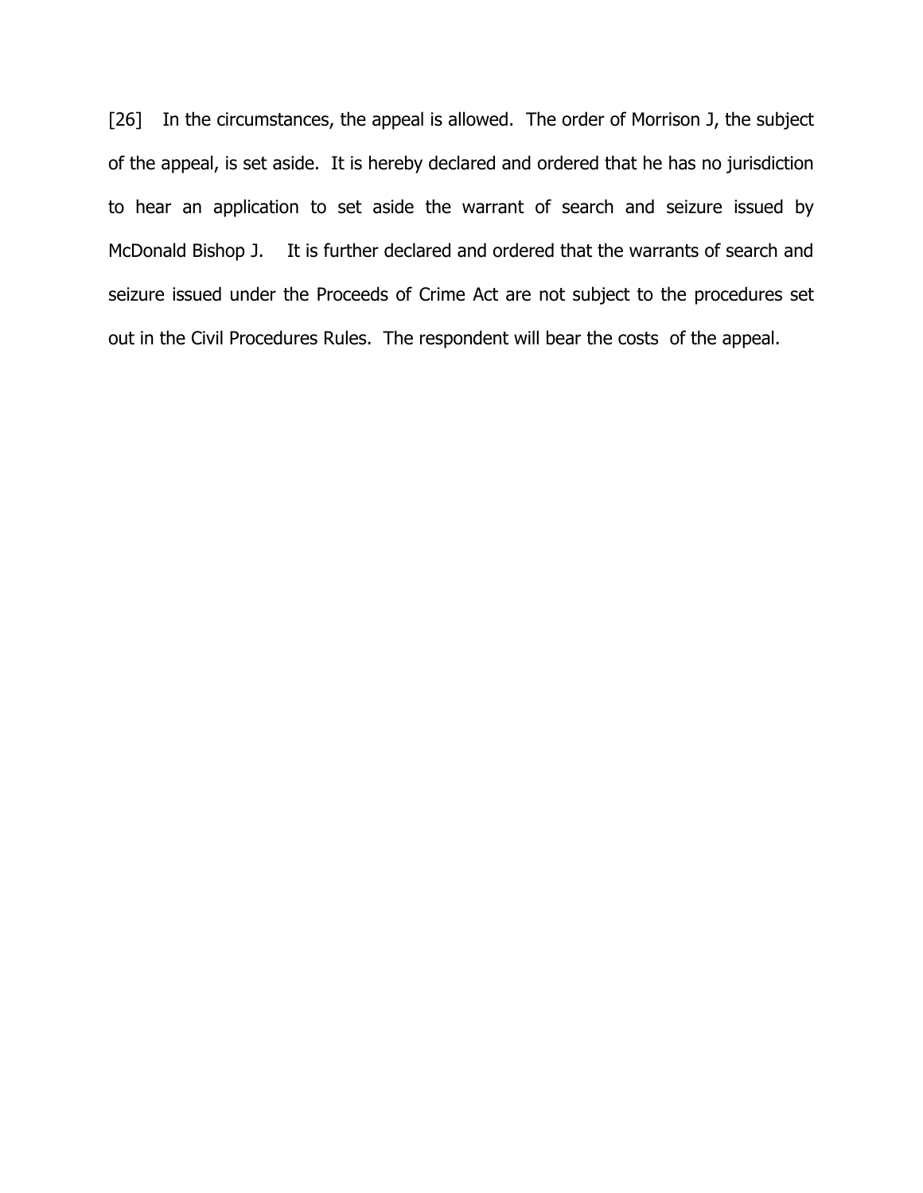[26] In the circumstances, the appeal is allowed. The order of Morrison J, the subject of the appeal, is set aside. It is hereby declared and ordered that he has no jurisdiction to hear an application to set aside the warrant of search and seizure issued by McDonald Bishop J. It is further declared and ordered that the warrants of search and seizure issued under the Proceeds of Crime Act are not subject to the procedures set out in the Civil Procedures Rules. The respondent will bear the costs of the appeal.